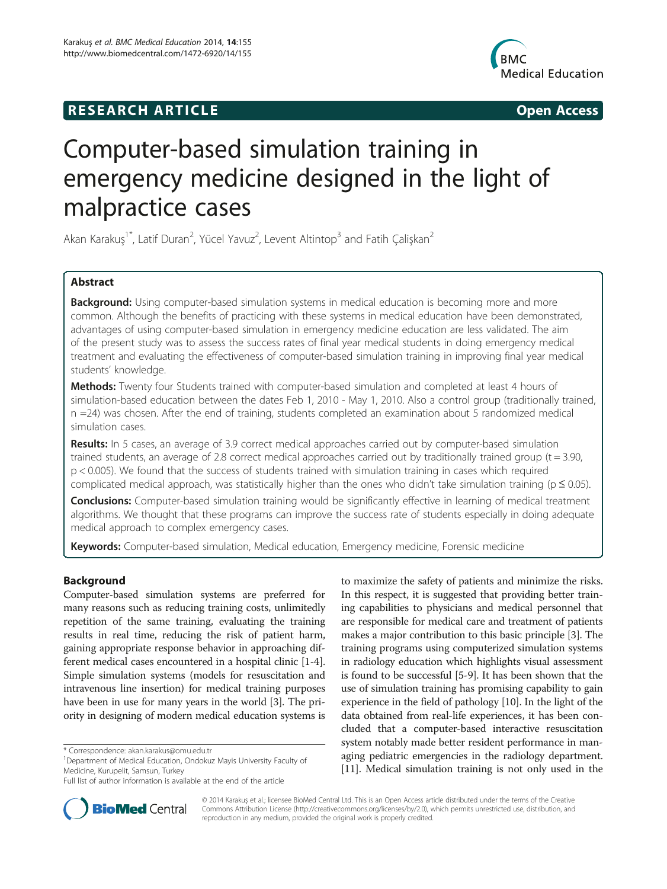RESEARCH ARTICLE | Open Access

# Computer-based simulation training in emergency medicine designed in the light of malpractice cases

Akan Karakuş[1*], Latif Duran[2], Yücel Yavuz[2], Levent Altintop[3] and Fatih Çalişkan[2]

## Abstract

**Background:** Using computer-based simulation systems in medical education is becoming more and more common. Although the benefits of practicing with these systems in medical education have been demonstrated, advantages of using computer-based simulation in emergency medicine education are less validated. The aim of the present study was to assess the success rates of final year medical students in doing emergency medical treatment and evaluating the effectiveness of computer-based simulation training in improving final year medical students' knowledge.

**Methods:** Twenty four Students trained with computer-based simulation and completed at least 4 hours of simulation-based education between the dates Feb 1, 2010 - May 1, 2010. Also a control group (traditionally trained, n =24) was chosen. After the end of training, students completed an examination about 5 randomized medical simulation cases.

**Results:** In 5 cases, an average of 3.9 correct medical approaches carried out by computer-based simulation trained students, an average of 2.8 correct medical approaches carried out by traditionally trained group ($t = 3.90$, $p < 0.005$). We found that the success of students trained with simulation training in cases which required complicated medical approach, was statistically higher than the ones who didn't take simulation training ($p \leq 0.05$).

**Conclusions:** Computer-based simulation training would be significantly effective in learning of medical treatment algorithms. We thought that these programs can improve the success rate of students especially in doing adequate medical approach to complex emergency cases.

**Keywords:** Computer-based simulation, Medical education, Emergency medicine, Forensic medicine

## Background

Computer-based simulation systems are preferred for many reasons such as reducing training costs, unlimitedly repetition of the same training, evaluating the training results in real time, reducing the risk of patient harm, gaining appropriate response behavior in approaching different medical cases encountered in a hospital clinic [1-4]. Simple simulation systems (models for resuscitation and intravenous line insertion) for medical training purposes have been in use for many years in the world [3]. The priority in designing of modern medical education systems is to maximize the safety of patients and minimize the risks. In this respect, it is suggested that providing better training capabilities to physicians and medical personnel that are responsible for medical care and treatment of patients makes a major contribution to this basic principle [3]. The training programs using computerized simulation systems in radiology education which highlights visual assessment is found to be successful [5-9]. It has been shown that the use of simulation training has promising capability to gain experience in the field of pathology [10]. In the light of the data obtained from real-life experiences, it has been concluded that a computer-based interactive resuscitation system notably made better resident performance in managing pediatric emergencies in the radiology department. [11]. Medical simulation training is not only used in the

\* Correspondence: akan.karakus@omu.edu.tr
[1]Department of Medical Education, Ondokuz Mayis University Faculty of Medicine, Kurupelit, Samsun, Turkey
Full list of author information is available at the end of the article

© 2014 Karakuş et al.; licensee BioMed Central Ltd. This is an Open Access article distributed under the terms of the Creative Commons Attribution License (http://creativecommons.org/licenses/by/2.0), which permits unrestricted use, distribution, and reproduction in any medium, provided the original work is properly credited.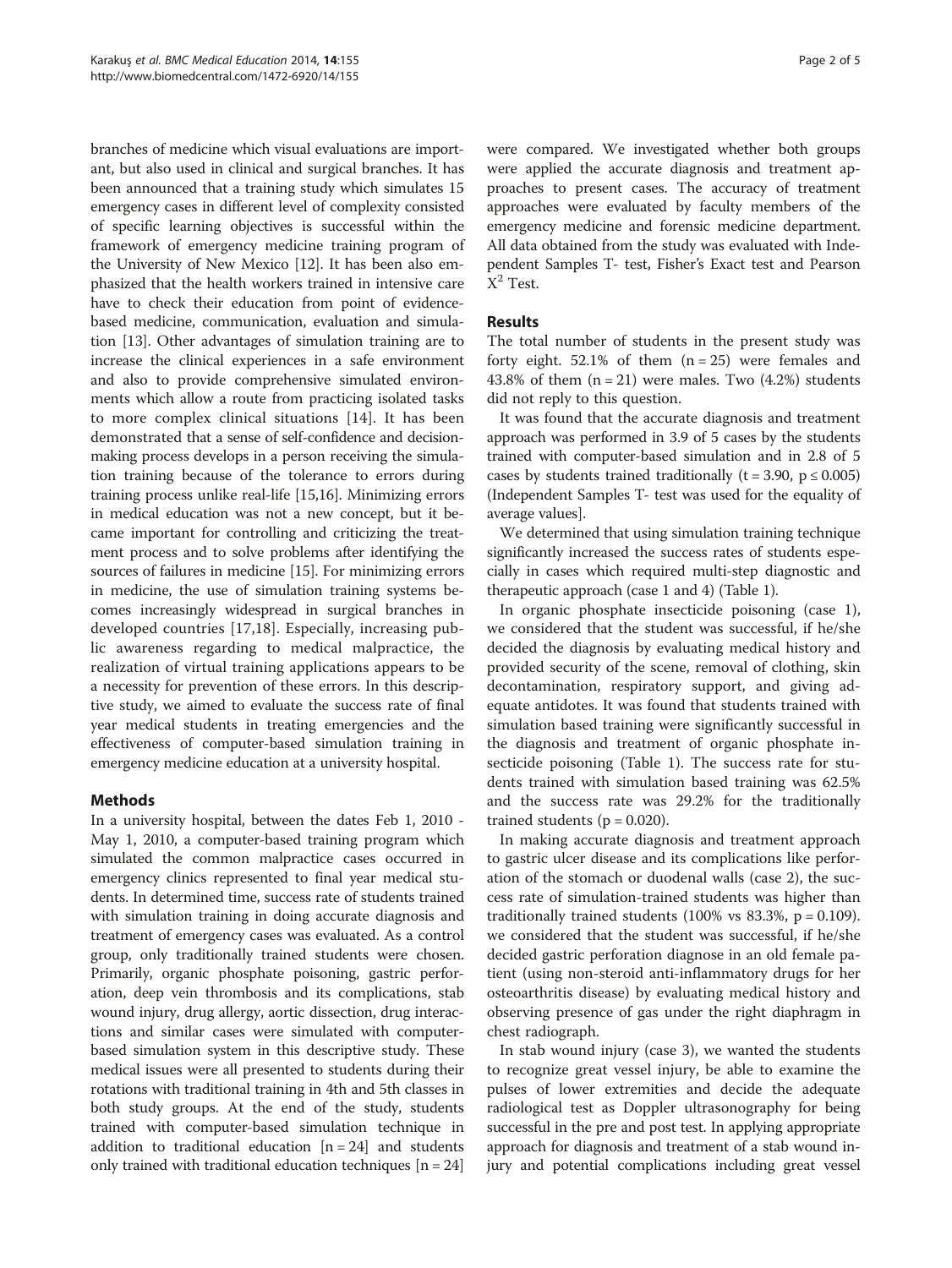branches of medicine which visual evaluations are important, but also used in clinical and surgical branches. It has been announced that a training study which simulates 15 emergency cases in different level of complexity consisted of specific learning objectives is successful within the framework of emergency medicine training program of the University of New Mexico [12]. It has been also emphasized that the health workers trained in intensive care have to check their education from point of evidence-based medicine, communication, evaluation and simulation [13]. Other advantages of simulation training are to increase the clinical experiences in a safe environment and also to provide comprehensive simulated environments which allow a route from practicing isolated tasks to more complex clinical situations [14]. It has been demonstrated that a sense of self-confidence and decision-making process develops in a person receiving the simulation training because of the tolerance to errors during training process unlike real-life [15,16]. Minimizing errors in medical education was not a new concept, but it became important for controlling and criticizing the treatment process and to solve problems after identifying the sources of failures in medicine [15]. For minimizing errors in medicine, the use of simulation training systems becomes increasingly widespread in surgical branches in developed countries [17,18]. Especially, increasing public awareness regarding to medical malpractice, the realization of virtual training applications appears to be a necessity for prevention of these errors. In this descriptive study, we aimed to evaluate the success rate of final year medical students in treating emergencies and the effectiveness of computer-based simulation training in emergency medicine education at a university hospital.

## Methods

In a university hospital, between the dates Feb 1, 2010 - May 1, 2010, a computer-based training program which simulated the common malpractice cases occurred in emergency clinics represented to final year medical students. In determined time, success rate of students trained with simulation training in doing accurate diagnosis and treatment of emergency cases was evaluated. As a control group, only traditionally trained students were chosen. Primarily, organic phosphate poisoning, gastric perforation, deep vein thrombosis and its complications, stab wound injury, drug allergy, aortic dissection, drug interactions and similar cases were simulated with computer-based simulation system in this descriptive study. These medical issues were all presented to students during their rotations with traditional training in 4th and 5th classes in both study groups. At the end of the study, students trained with computer-based simulation technique in addition to traditional education [n = 24] and students only trained with traditional education techniques [n = 24] were compared. We investigated whether both groups were applied the accurate diagnosis and treatment approaches to present cases. The accuracy of treatment approaches were evaluated by faculty members of the emergency medicine and forensic medicine department. All data obtained from the study was evaluated with Independent Samples T- test, Fisher's Exact test and Pearson $X^2$ Test.

## Results

The total number of students in the present study was forty eight. 52.1% of them (n = 25) were females and 43.8% of them (n = 21) were males. Two (4.2%) students did not reply to this question.

It was found that the accurate diagnosis and treatment approach was performed in 3.9 of 5 cases by the students trained with computer-based simulation and in 2.8 of 5 cases by students trained traditionally ($t = 3.90$, $p \leq 0.005$) (Independent Samples T- test was used for the equality of average values].

We determined that using simulation training technique significantly increased the success rates of students especially in cases which required multi-step diagnostic and therapeutic approach (case 1 and 4) (Table 1).

In organic phosphate insecticide poisoning (case 1), we considered that the student was successful, if he/she decided the diagnosis by evaluating medical history and provided security of the scene, removal of clothing, skin decontamination, respiratory support, and giving adequate antidotes. It was found that students trained with simulation based training were significantly successful in the diagnosis and treatment of organic phosphate insecticide poisoning (Table 1). The success rate for students trained with simulation based training was 62.5% and the success rate was 29.2% for the traditionally trained students ($p = 0.020$).

In making accurate diagnosis and treatment approach to gastric ulcer disease and its complications like perforation of the stomach or duodenal walls (case 2), the success rate of simulation-trained students was higher than traditionally trained students (100% vs 83.3%, $p = 0.109$). we considered that the student was successful, if he/she decided gastric perforation diagnose in an old female patient (using non-steroid anti-inflammatory drugs for her osteoarthritis disease) by evaluating medical history and observing presence of gas under the right diaphragm in chest radiograph.

In stab wound injury (case 3), we wanted the students to recognize great vessel injury, be able to examine the pulses of lower extremities and decide the adequate radiological test as Doppler ultrasonography for being successful in the pre and post test. In applying appropriate approach for diagnosis and treatment of a stab wound injury and potential complications including great vessel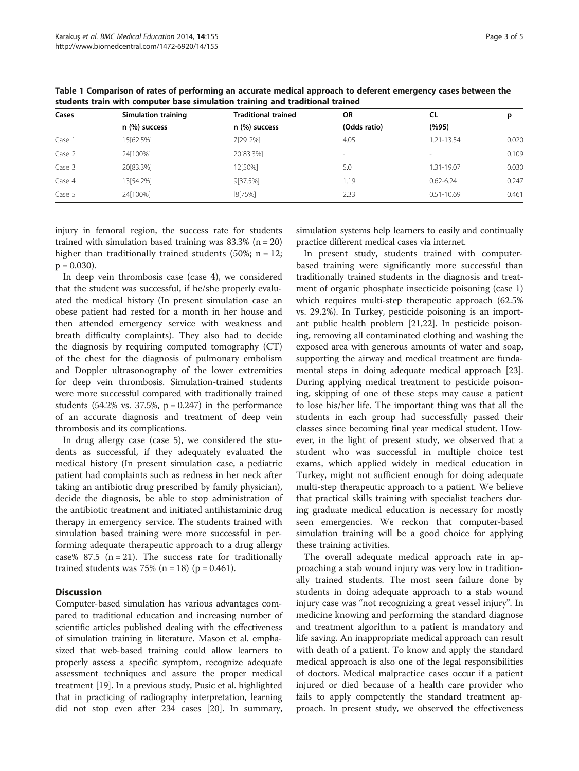**Table 1 Comparison of rates of performing an accurate medical approach to deferent emergency cases between the students train with computer base simulation training and traditional trained**

| Cases | Simulation training | Traditional trained | OR | CL | p |
|---|---|---|---|---|---|
| | n (%) success | n (%) success | (Odds ratio) | (%95) | |
| Case 1 | 15[62.5%] | 7[29 2%] | 4.05 | 1.21-13.54 | 0.020 |
| Case 2 | 24[100%] | 20[83.3%] | - | - | 0.109 |
| Case 3 | 20[83.3%] | 12[50%] | 5.0 | 1.31-19.07 | 0.030 |
| Case 4 | 13[54.2%] | 9[37.5%] | 1.19 | 0.62-6.24 | 0.247 |
| Case 5 | 24[100%] | l8[75%] | 2.33 | 0.51-10.69 | 0.461 |

injury in femoral region, the success rate for students trained with simulation based training was 83.3% (n = 20) higher than traditionally trained students (50%; n = 12; p = 0.030).

In deep vein thrombosis case (case 4), we considered that the student was successful, if he/she properly evaluated the medical history (In present simulation case an obese patient had rested for a month in her house and then attended emergency service with weakness and breath difficulty complaints). They also had to decide the diagnosis by requiring computed tomography (CT) of the chest for the diagnosis of pulmonary embolism and Doppler ultrasonography of the lower extremities for deep vein thrombosis. Simulation-trained students were more successful compared with traditionally trained students (54.2% vs. 37.5%, p = 0.247) in the performance of an accurate diagnosis and treatment of deep vein thrombosis and its complications.

In drug allergy case (case 5), we considered the students as successful, if they adequately evaluated the medical history (In present simulation case, a pediatric patient had complaints such as redness in her neck after taking an antibiotic drug prescribed by family physician), decide the diagnosis, be able to stop administration of the antibiotic treatment and initiated antihistaminic drug therapy in emergency service. The students trained with simulation based training were more successful in performing adequate therapeutic approach to a drug allergy case% 87.5 (n = 21). The success rate for traditionally trained students was 75% (n = 18) (p = 0.461).

## Discussion

Computer-based simulation has various advantages compared to traditional education and increasing number of scientific articles published dealing with the effectiveness of simulation training in literature. Mason et al. emphasized that web-based training could allow learners to properly assess a specific symptom, recognize adequate assessment techniques and assure the proper medical treatment [19]. In a previous study, Pusic et al. highlighted that in practicing of radiography interpretation, learning did not stop even after 234 cases [20]. In summary, simulation systems help learners to easily and continually practice different medical cases via internet.

In present study, students trained with computer-based training were significantly more successful than traditionally trained students in the diagnosis and treatment of organic phosphate insecticide poisoning (case 1) which requires multi-step therapeutic approach (62.5% vs. 29.2%). In Turkey, pesticide poisoning is an important public health problem [21,22]. In pesticide poisoning, removing all contaminated clothing and washing the exposed area with generous amounts of water and soap, supporting the airway and medical treatment are fundamental steps in doing adequate medical approach [23]. During applying medical treatment to pesticide poisoning, skipping of one of these steps may cause a patient to lose his/her life. The important thing was that all the students in each group had successfully passed their classes since becoming final year medical student. However, in the light of present study, we observed that a student who was successful in multiple choice test exams, which applied widely in medical education in Turkey, might not sufficient enough for doing adequate multi-step therapeutic approach to a patient. We believe that practical skills training with specialist teachers during graduate medical education is necessary for mostly seen emergencies. We reckon that computer-based simulation training will be a good choice for applying these training activities.

The overall adequate medical approach rate in approaching a stab wound injury was very low in traditionally trained students. The most seen failure done by students in doing adequate approach to a stab wound injury case was "not recognizing a great vessel injury". In medicine knowing and performing the standard diagnose and treatment algorithm to a patient is mandatory and life saving. An inappropriate medical approach can result with death of a patient. To know and apply the standard medical approach is also one of the legal responsibilities of doctors. Medical malpractice cases occur if a patient injured or died because of a health care provider who fails to apply competently the standard treatment approach. In present study, we observed the effectiveness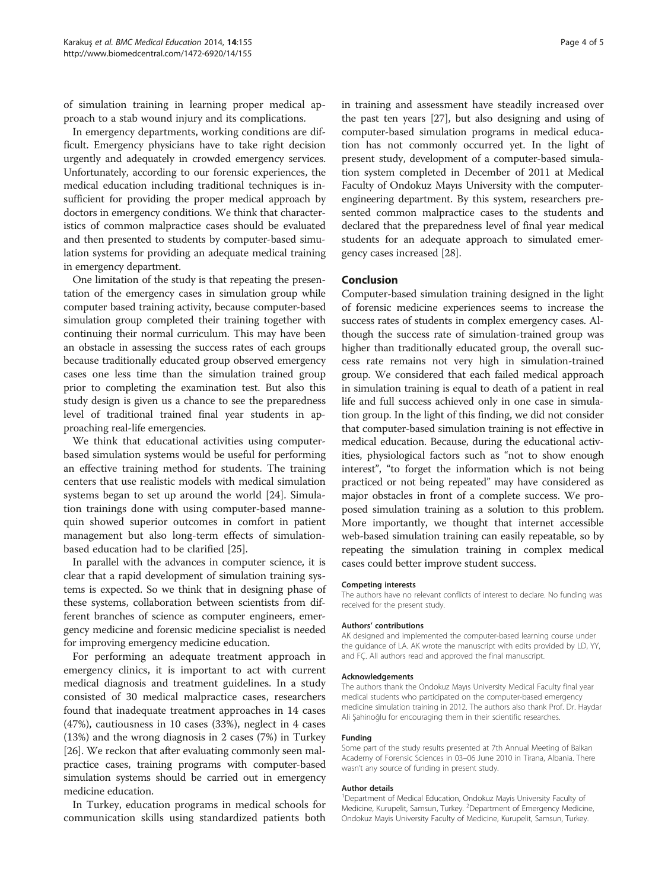of simulation training in learning proper medical approach to a stab wound injury and its complications.

In emergency departments, working conditions are difficult. Emergency physicians have to take right decision urgently and adequately in crowded emergency services. Unfortunately, according to our forensic experiences, the medical education including traditional techniques is insufficient for providing the proper medical approach by doctors in emergency conditions. We think that characteristics of common malpractice cases should be evaluated and then presented to students by computer-based simulation systems for providing an adequate medical training in emergency department.

One limitation of the study is that repeating the presentation of the emergency cases in simulation group while computer based training activity, because computer-based simulation group completed their training together with continuing their normal curriculum. This may have been an obstacle in assessing the success rates of each groups because traditionally educated group observed emergency cases one less time than the simulation trained group prior to completing the examination test. But also this study design is given us a chance to see the preparedness level of traditional trained final year students in approaching real-life emergencies.

We think that educational activities using computer-based simulation systems would be useful for performing an effective training method for students. The training centers that use realistic models with medical simulation systems began to set up around the world [24]. Simulation trainings done with using computer-based mannequin showed superior outcomes in comfort in patient management but also long-term effects of simulation-based education had to be clarified [25].

In parallel with the advances in computer science, it is clear that a rapid development of simulation training systems is expected. So we think that in designing phase of these systems, collaboration between scientists from different branches of science as computer engineers, emergency medicine and forensic medicine specialist is needed for improving emergency medicine education.

For performing an adequate treatment approach in emergency clinics, it is important to act with current medical diagnosis and treatment guidelines. In a study consisted of 30 medical malpractice cases, researchers found that inadequate treatment approaches in 14 cases (47%), cautiousness in 10 cases (33%), neglect in 4 cases (13%) and the wrong diagnosis in 2 cases (7%) in Turkey [26]. We reckon that after evaluating commonly seen malpractice cases, training programs with computer-based simulation systems should be carried out in emergency medicine education.

In Turkey, education programs in medical schools for communication skills using standardized patients both in training and assessment have steadily increased over the past ten years [27], but also designing and using of computer-based simulation programs in medical education has not commonly occurred yet. In the light of present study, development of a computer-based simulation system completed in December of 2011 at Medical Faculty of Ondokuz Mayıs University with the computer-engineering department. By this system, researchers presented common malpractice cases to the students and declared that the preparedness level of final year medical students for an adequate approach to simulated emergency cases increased [28].

## Conclusion

Computer-based simulation training designed in the light of forensic medicine experiences seems to increase the success rates of students in complex emergency cases. Although the success rate of simulation-trained group was higher than traditionally educated group, the overall success rate remains not very high in simulation-trained group. We considered that each failed medical approach in simulation training is equal to death of a patient in real life and full success achieved only in one case in simulation group. In the light of this finding, we did not consider that computer-based simulation training is not effective in medical education. Because, during the educational activities, physiological factors such as "not to show enough interest", "to forget the information which is not being practiced or not being repeated" may have considered as major obstacles in front of a complete success. We proposed simulation training as a solution to this problem. More importantly, we thought that internet accessible web-based simulation training can easily repeatable, so by repeating the simulation training in complex medical cases could better improve student success.

#### Competing interests

The authors have no relevant conflicts of interest to declare. No funding was received for the present study.

#### Authors' contributions

AK designed and implemented the computer-based learning course under the guidance of LA. AK wrote the manuscript with edits provided by LD, YY, and FÇ. All authors read and approved the final manuscript.

#### Acknowledgements

The authors thank the Ondokuz Mayıs University Medical Faculty final year medical students who participated on the computer-based emergency medicine simulation training in 2012. The authors also thank Prof. Dr. Haydar Ali Şahinoğlu for encouraging them in their scientific researches.

#### Funding

Some part of the study results presented at 7th Annual Meeting of Balkan Academy of Forensic Sciences in 03–06 June 2010 in Tirana, Albania. There wasn't any source of funding in present study.

#### Author details

[1]Department of Medical Education, Ondokuz Mayis University Faculty of Medicine, Kurupelit, Samsun, Turkey. [2]Department of Emergency Medicine, Ondokuz Mayis University Faculty of Medicine, Kurupelit, Samsun, Turkey.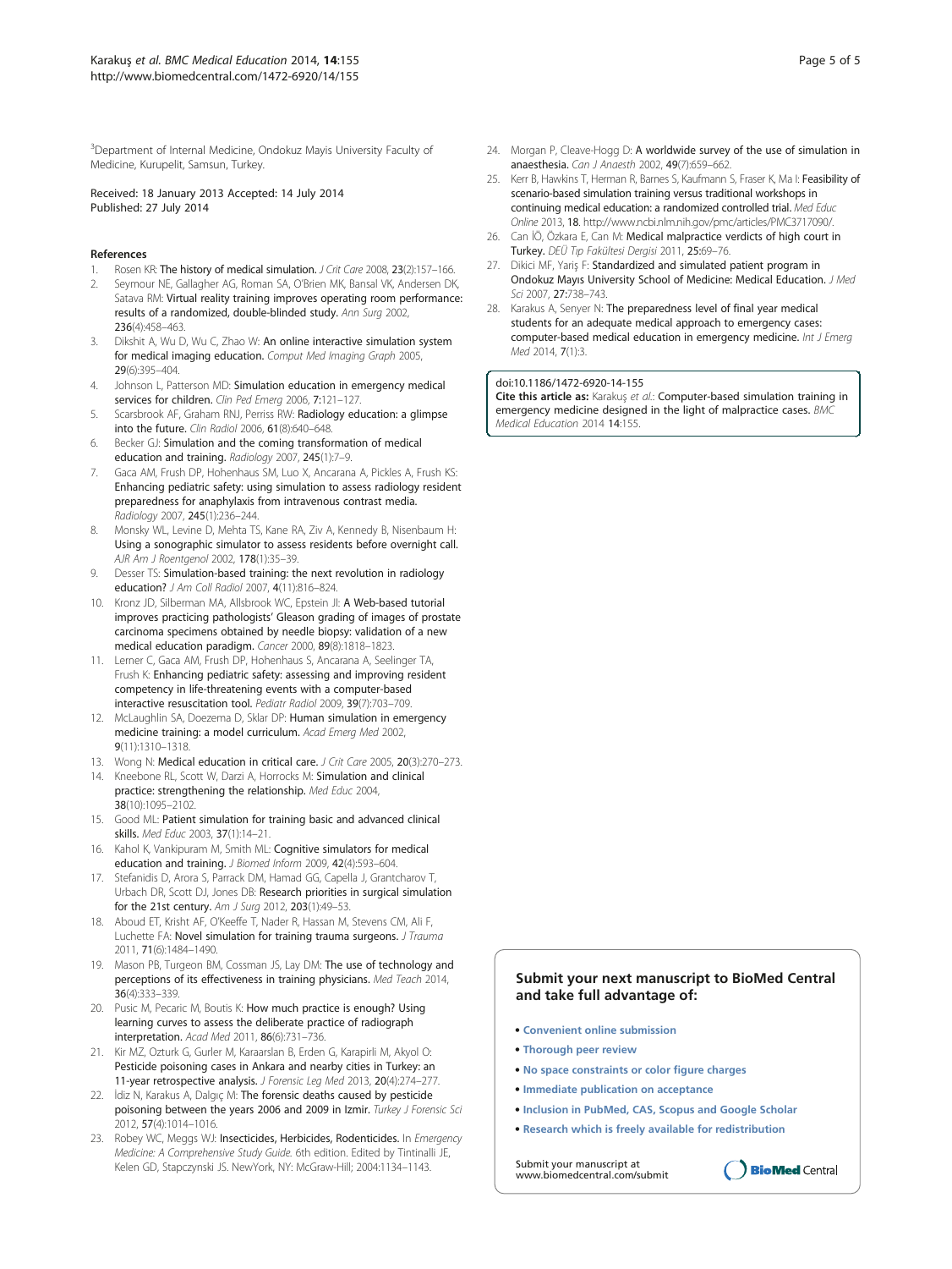[3]Department of Internal Medicine, Ondokuz Mayis University Faculty of Medicine, Kurupelit, Samsun, Turkey.

Received: 18 January 2013 Accepted: 14 July 2014
Published: 27 July 2014

## References

1. Rosen KR: **The history of medical simulation.** *J Crit Care* 2008, **23**(2):157–166.
2. Seymour NE, Gallagher AG, Roman SA, O'Brien MK, Bansal VK, Andersen DK, Satava RM: **Virtual reality training improves operating room performance: results of a randomized, double-blinded study.** *Ann Surg* 2002, **236**(4):458–463.
3. Dikshit A, Wu D, Wu C, Zhao W: **An online interactive simulation system for medical imaging education.** *Comput Med Imaging Graph* 2005, **29**(6):395–404.
4. Johnson L, Patterson MD: **Simulation education in emergency medical services for children.** *Clin Ped Emerg* 2006, **7**:121–127.
5. Scarsbrook AF, Graham RNJ, Perriss RW: **Radiology education: a glimpse into the future.** *Clin Radiol* 2006, **61**(8):640–648.
6. Becker GJ: **Simulation and the coming transformation of medical education and training.** *Radiology* 2007, **245**(1):7–9.
7. Gaca AM, Frush DP, Hohenhaus SM, Luo X, Ancarana A, Pickles A, Frush KS: **Enhancing pediatric safety: using simulation to assess radiology resident preparedness for anaphylaxis from intravenous contrast media.** *Radiology* 2007, **245**(1):236–244.
8. Monsky WL, Levine D, Mehta TS, Kane RA, Ziv A, Kennedy B, Nisenbaum H: **Using a sonographic simulator to assess residents before overnight call.** *AJR Am J Roentgenol* 2002, **178**(1):35–39.
9. Desser TS: **Simulation-based training: the next revolution in radiology education?** *J Am Coll Radiol* 2007, **4**(11):816–824.
10. Kronz JD, Silberman MA, Allsbrook WC, Epstein JI: **A Web-based tutorial improves practicing pathologists' Gleason grading of images of prostate carcinoma specimens obtained by needle biopsy: validation of a new medical education paradigm.** *Cancer* 2000, **89**(8):1818–1823.
11. Lerner C, Gaca AM, Frush DP, Hohenhaus S, Ancarana A, Seelinger TA, Frush K: **Enhancing pediatric safety: assessing and improving resident competency in life-threatening events with a computer-based interactive resuscitation tool.** *Pediatr Radiol* 2009, **39**(7):703–709.
12. McLaughlin SA, Doezema D, Sklar DP: **Human simulation in emergency medicine training: a model curriculum.** *Acad Emerg Med* 2002, **9**(11):1310–1318.
13. Wong N: **Medical education in critical care.** *J Crit Care* 2005, **20**(3):270–273.
14. Kneebone RL, Scott W, Darzi A, Horrocks M: **Simulation and clinical practice: strengthening the relationship.** *Med Educ* 2004, **38**(10):1095–2102.
15. Good ML: **Patient simulation for training basic and advanced clinical skills.** *Med Educ* 2003, **37**(1):14–21.
16. Kahol K, Vankipuram M, Smith ML: **Cognitive simulators for medical education and training.** *J Biomed Inform* 2009, **42**(4):593–604.
17. Stefanidis D, Arora S, Parrack DM, Hamad GG, Capella J, Grantcharov T, Urbach DR, Scott DJ, Jones DB: **Research priorities in surgical simulation for the 21st century.** *Am J Surg* 2012, **203**(1):49–53.
18. Aboud ET, Krisht AF, O'Keeffe T, Nader R, Hassan M, Stevens CM, Ali F, Luchette FA: **Novel simulation for training trauma surgeons.** *J Trauma* 2011, **71**(6):1484–1490.
19. Mason PB, Turgeon BM, Cossman JS, Lay DM: **The use of technology and perceptions of its effectiveness in training physicians.** *Med Teach* 2014, **36**(4):333–339.
20. Pusic M, Pecaric M, Boutis K: **How much practice is enough? Using learning curves to assess the deliberate practice of radiograph interpretation.** *Acad Med* 2011, **86**(6):731–736.
21. Kir MZ, Ozturk G, Gurler M, Karaarslan B, Erden G, Karapirli M, Akyol O: **Pesticide poisoning cases in Ankara and nearby cities in Turkey: an 11-year retrospective analysis.** *J Forensic Leg Med* 2013, **20**(4):274–277.
22. İdiz N, Karakus A, Dalgıç M: **The forensic deaths caused by pesticide poisoning between the years 2006 and 2009 in Izmir.** *Turkey J Forensic Sci* 2012, **57**(4):1014–1016.
23. Robey WC, Meggs WJ: **Insecticides, Herbicides, Rodenticides.** In *Emergency Medicine: A Comprehensive Study Guide.* 6th edition. Edited by Tintinalli JE, Kelen GD, Stapczynski JS. NewYork, NY: McGraw-Hill; 2004:1134–1143.
24. Morgan P, Cleave-Hogg D: **A worldwide survey of the use of simulation in anaesthesia.** *Can J Anaesth* 2002, **49**(7):659–662.
25. Kerr B, Hawkins T, Herman R, Barnes S, Kaufmann S, Fraser K, Ma I: **Feasibility of scenario-based simulation training versus traditional workshops in continuing medical education: a randomized controlled trial.** *Med Educ Online* 2013, **18**. http://www.ncbi.nlm.nih.gov/pmc/articles/PMC3717090/.
26. Can İÖ, Özkara E, Can M: **Medical malpractice verdicts of high court in Turkey.** *DEÜ Tıp Fakültesi Dergisi* 2011, **25**:69–76.
27. Dikici MF, Yariş F: **Standardized and simulated patient program in Ondokuz Mayıs University School of Medicine: Medical Education.** *J Med Sci* 2007, **27**:738–743.
28. Karakus A, Senyer N: **The preparedness level of final year medical students for an adequate medical approach to emergency cases: computer-based medical education in emergency medicine.** *Int J Emerg Med* 2014, **7**(1):3.

doi:10.1186/1472-6920-14-155
**Cite this article as:** Karakuş *et al.*: Computer-based simulation training in emergency medicine designed in the light of malpractice cases. *BMC Medical Education* 2014 **14**:155.

**Submit your next manuscript to BioMed Central and take full advantage of:**

- **Convenient online submission**
- **Thorough peer review**
- **No space constraints or color figure charges**
- **Immediate publication on acceptance**
- **Inclusion in PubMed, CAS, Scopus and Google Scholar**
- **Research which is freely available for redistribution**

Submit your manuscript at
www.biomedcentral.com/submit